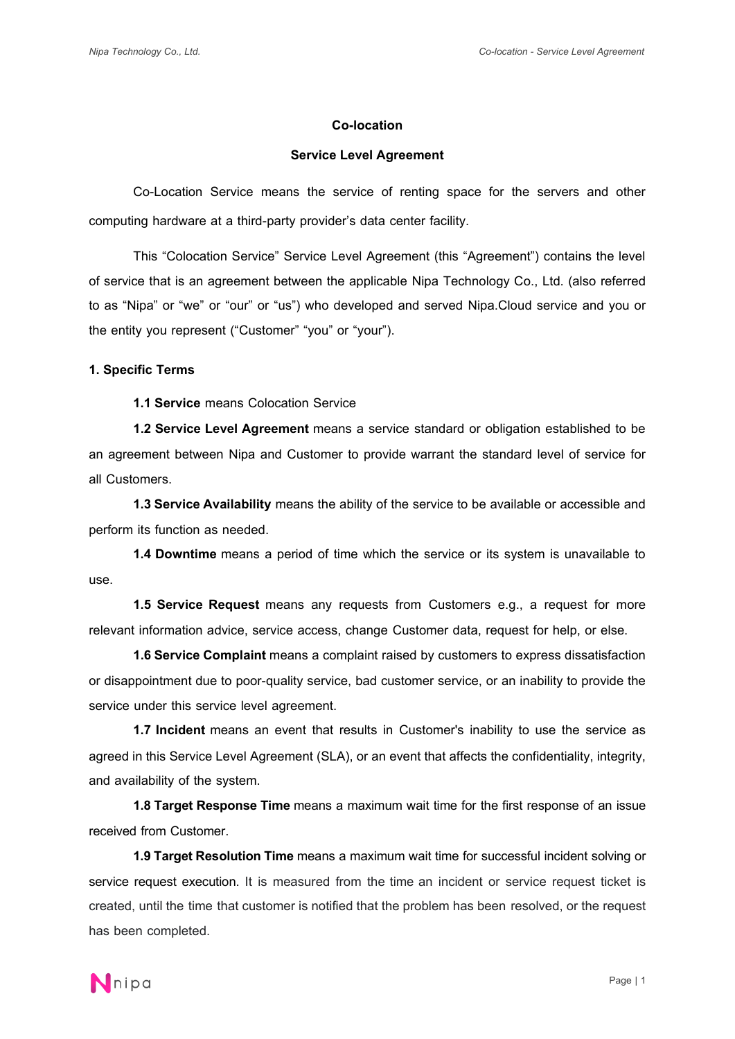# Co-location

## Service Level Agreement

Co-Location Service means the service of renting space for the servers and other computing hardware at a third-party provider's data center facility.

This "Colocation Service" Service Level Agreement (this "Agreement") contains the level of service that is an agreement between the applicable Nipa Technology Co., Ltd. (also referred to as "Nipa" or "we" or "our" or "us") who developed and served Nipa.Cloud service and you or the entity you represent ("Customer" "you" or "your").

### 1. Specific Terms

**1.1 Service** means Colocation Service

**1.2 Service Level Agreement** means a service standard or obligation established to be an agreement between Nipa and Customer to provide warrant the standard level of service for all Customers.

**1.3 Service Availability** means the ability of the service to be available or accessible and perform its function as needed.

**1.4 Downtime** means a period of time which the service or its system is unavailable to use.

**1.5 Service Request** means any requests from Customers e.g., a request for more relevant information advice, service access, change Customer data, request for help, or else.

**1.6 Service Complaint** means a complaint raised by customers to express dissatisfaction or disappointment due to poor-quality service, bad customer service, or an inability to provide the service under this service level agreement.

**1.7 Incident** means an event that results in Customer's inability to use the service as agreed in this Service Level Agreement (SLA), or an event that affects the confidentiality, integrity, and availability of the system.

**1.8 Target Response Time** means a maximum wait time for the first response of an issue received from Customer.

**1.9 Target Resolution Time** means a maximum wait time for successful incident solving or service request execution. It is measured from the time an incident or service request ticket is created, until the time that customer is notified that the problem has been resolved, or the request has been completed.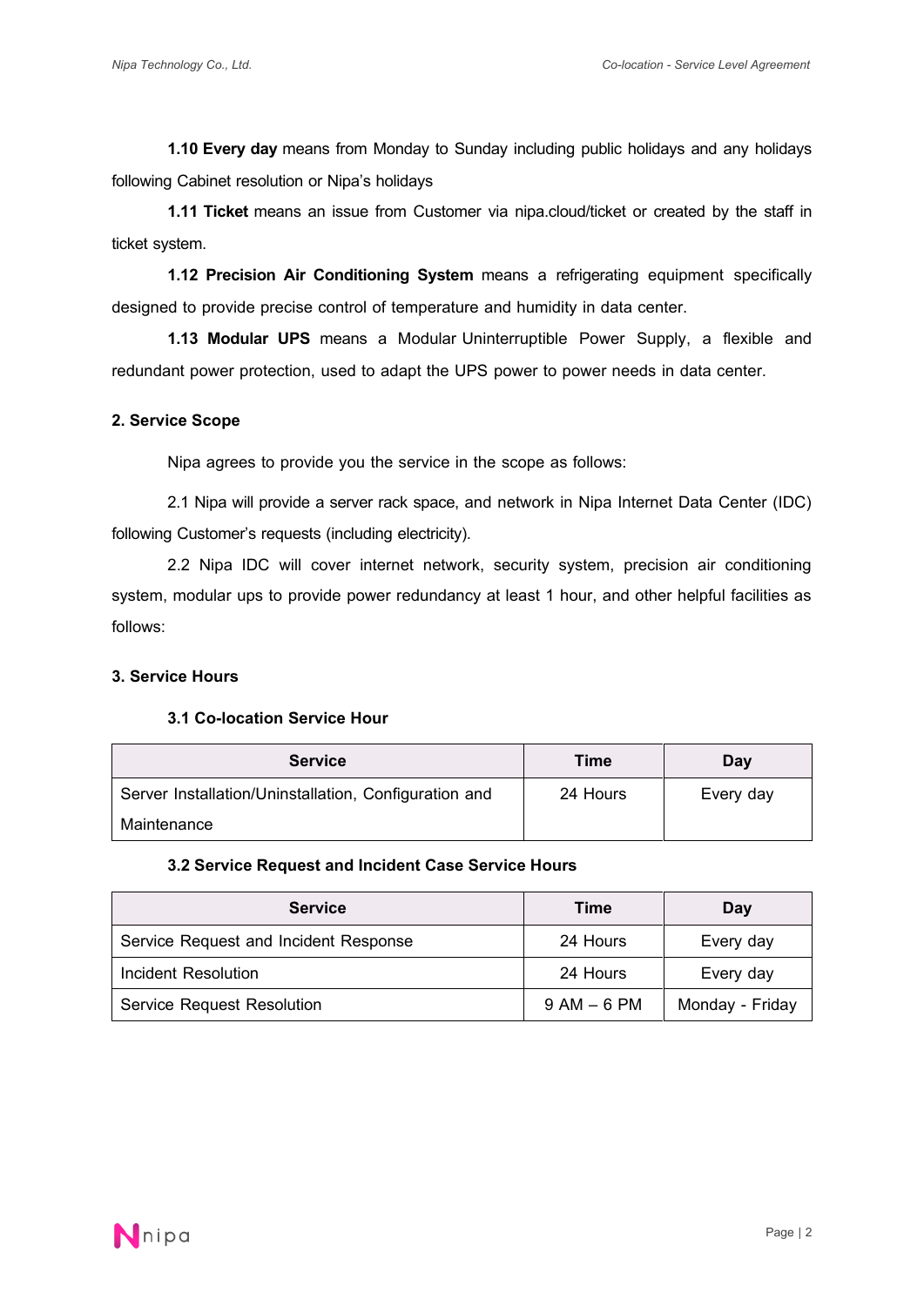**1.10 Every day** means from Monday to Sunday including public holidays and any holidays following Cabinet resolution or Nipa's holidays

**1.11 Ticket** means an issue from Customer via nipa.cloud/ticket or created by the staff in ticket system.

**1.12 Precision Air Conditioning System** means a refrigerating equipment specifically designed to provide precise control of temperature and humidity in data center.

**1.13 Modular UPS** means a Modular Uninterruptible Power Supply, a flexible and redundant power protection, used to adapt the UPS power to power needs in data center.

## 2. Service Scope

Nipa agrees to provide you the service in the scope as follows:

2.1 Nipa will provide a server rack space, and network in Nipa Internet Data Center (IDC) following Customer's requests (including electricity).

2.2 Nipa IDC will cover internet network, security system, precision air conditioning system, modular ups to provide power redundancy at least 1 hour, and other helpful facilities as follows:

## 3. Service Hours

### 3.1 Co-location Service Hour

| Service | Time | Day |
|---|---|---|
| Server Installation/Uninstallation, Configuration and Maintenance | 24 Hours | Every day |

### 3.2 Service Request and Incident Case Service Hours

| Service | Time | Day |
|---|---|---|
| Service Request and Incident Response | 24 Hours | Every day |
| Incident Resolution | 24 Hours | Every day |
| Service Request Resolution | 9 AM – 6 PM | Monday - Friday |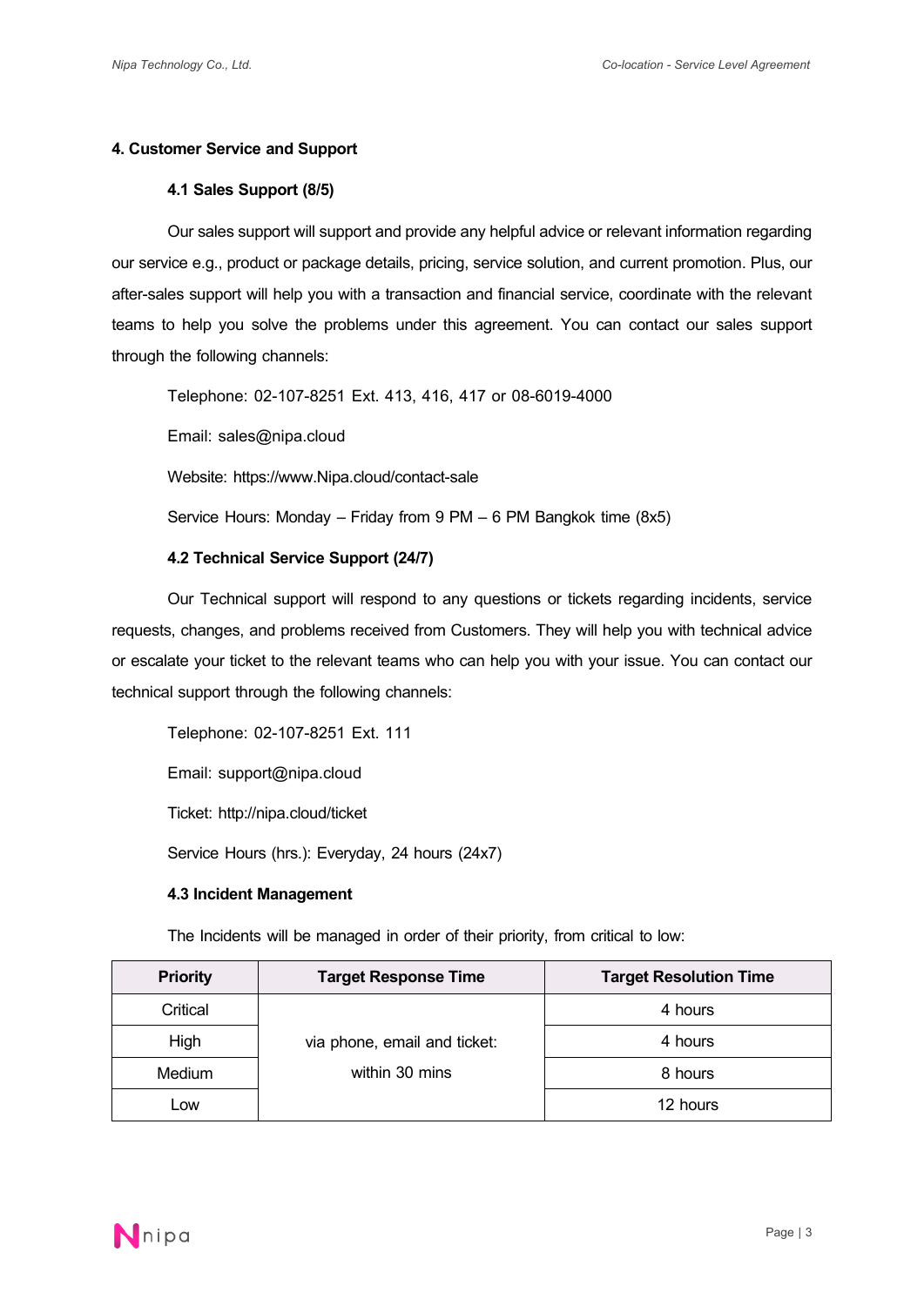## 4. Customer Service and Support

### 4.1 Sales Support (8/5)

Our sales support will support and provide any helpful advice or relevant information regarding our service e.g., product or package details, pricing, service solution, and current promotion. Plus, our after-sales support will help you with a transaction and financial service, coordinate with the relevant teams to help you solve the problems under this agreement. You can contact our sales support through the following channels:

Telephone: 02-107-8251 Ext. 413, 416, 417 or 08-6019-4000

Email: sales@nipa.cloud

Website: https://www.Nipa.cloud/contact-sale

Service Hours: Monday – Friday from 9 PM – 6 PM Bangkok time (8x5)

### 4.2 Technical Service Support (24/7)

Our Technical support will respond to any questions or tickets regarding incidents, service requests, changes, and problems received from Customers. They will help you with technical advice or escalate your ticket to the relevant teams who can help you with your issue. You can contact our technical support through the following channels:

Telephone: 02-107-8251 Ext. 111

Email: support@nipa.cloud

Ticket: http://nipa.cloud/ticket

Service Hours (hrs.): Everyday, 24 hours (24x7)

### 4.3 Incident Management

The Incidents will be managed in order of their priority, from critical to low:

| Priority | Target Response Time | Target Resolution Time |
|---|---|---|
| Critical | via phone, email and ticket: within 30 mins | 4 hours |
| High | | 4 hours |
| Medium | | 8 hours |
| Low | | 12 hours |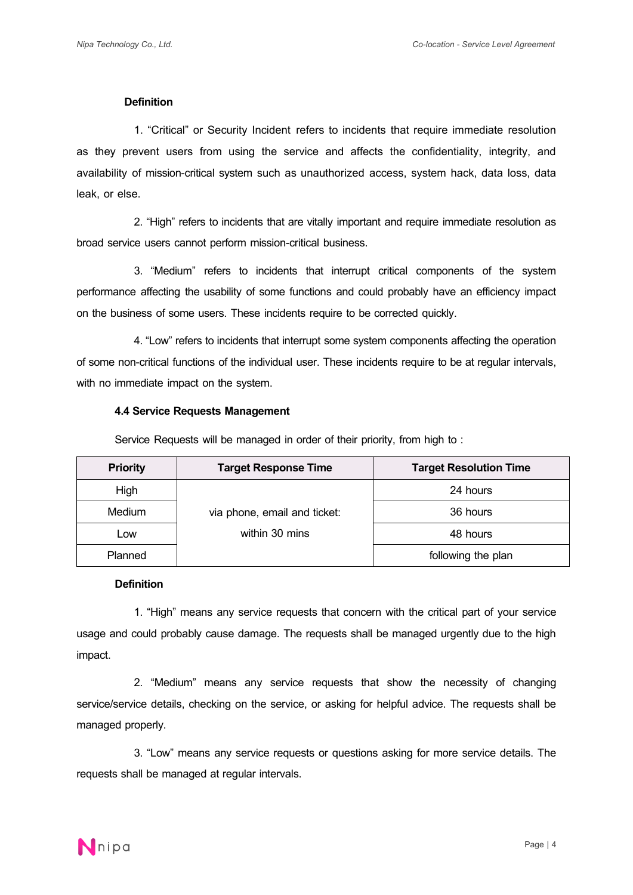**Definition**

1. "Critical" or Security Incident refers to incidents that require immediate resolution as they prevent users from using the service and affects the confidentiality, integrity, and availability of mission-critical system such as unauthorized access, system hack, data loss, data leak, or else.

2. "High" refers to incidents that are vitally important and require immediate resolution as broad service users cannot perform mission-critical business.

3. "Medium" refers to incidents that interrupt critical components of the system performance affecting the usability of some functions and could probably have an efficiency impact on the business of some users. These incidents require to be corrected quickly.

4. "Low" refers to incidents that interrupt some system components affecting the operation of some non-critical functions of the individual user. These incidents require to be at regular intervals, with no immediate impact on the system.

### 4.4 Service Requests Management

Service Requests will be managed in order of their priority, from high to :

| Priority | Target Response Time | Target Resolution Time |
|---|---|---|
| High | via phone, email and ticket: within 30 mins | 24 hours |
| Medium | | 36 hours |
| Low | | 48 hours |
| Planned | | following the plan |

**Definition**

1. "High" means any service requests that concern with the critical part of your service usage and could probably cause damage. The requests shall be managed urgently due to the high impact.

2. "Medium" means any service requests that show the necessity of changing service/service details, checking on the service, or asking for helpful advice. The requests shall be managed properly.

3. "Low" means any service requests or questions asking for more service details. The requests shall be managed at regular intervals.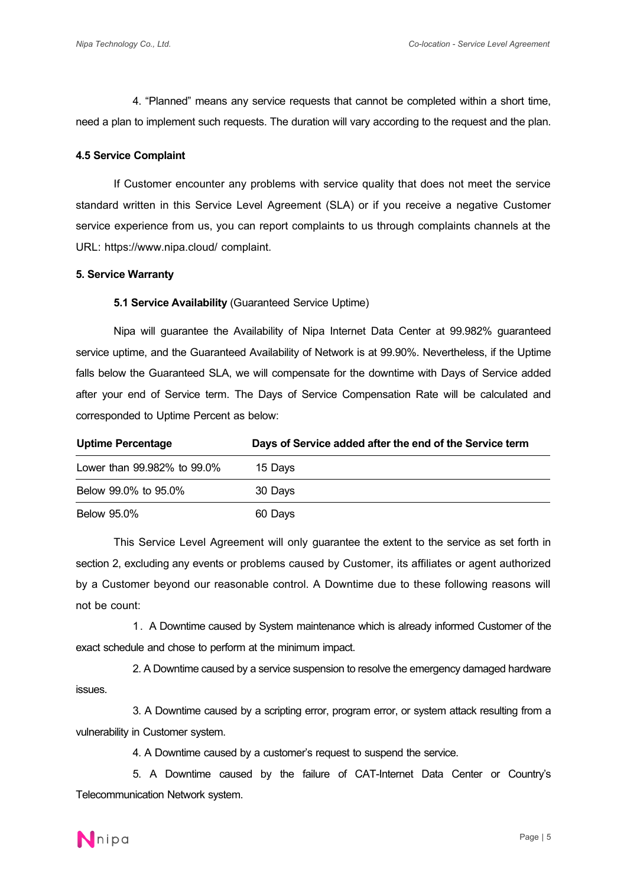4. "Planned" means any service requests that cannot be completed within a short time, need a plan to implement such requests. The duration will vary according to the request and the plan.

### 4.5 Service Complaint

If Customer encounter any problems with service quality that does not meet the service standard written in this Service Level Agreement (SLA) or if you receive a negative Customer service experience from us, you can report complaints to us through complaints channels at the URL: https://www.nipa.cloud/ complaint.

## 5. Service Warranty

### 5.1 Service Availability (Guaranteed Service Uptime)

Nipa will guarantee the Availability of Nipa Internet Data Center at 99.982% guaranteed service uptime, and the Guaranteed Availability of Network is at 99.90%. Nevertheless, if the Uptime falls below the Guaranteed SLA, we will compensate for the downtime with Days of Service added after your end of Service term. The Days of Service Compensation Rate will be calculated and corresponded to Uptime Percent as below:

| Uptime Percentage | Days of Service added after the end of the Service term |
|---|---|
| Lower than 99.982% to 99.0% | 15 Days |
| Below 99.0% to 95.0% | 30 Days |
| Below 95.0% | 60 Days |

This Service Level Agreement will only guarantee the extent to the service as set forth in section 2, excluding any events or problems caused by Customer, its affiliates or agent authorized by a Customer beyond our reasonable control. A Downtime due to these following reasons will not be count:

1. A Downtime caused by System maintenance which is already informed Customer of the exact schedule and chose to perform at the minimum impact.

2. A Downtime caused by a service suspension to resolve the emergency damaged hardware issues.

3. A Downtime caused by a scripting error, program error, or system attack resulting from a vulnerability in Customer system.

4. A Downtime caused by a customer's request to suspend the service.

5. A Downtime caused by the failure of CAT-Internet Data Center or Country's Telecommunication Network system.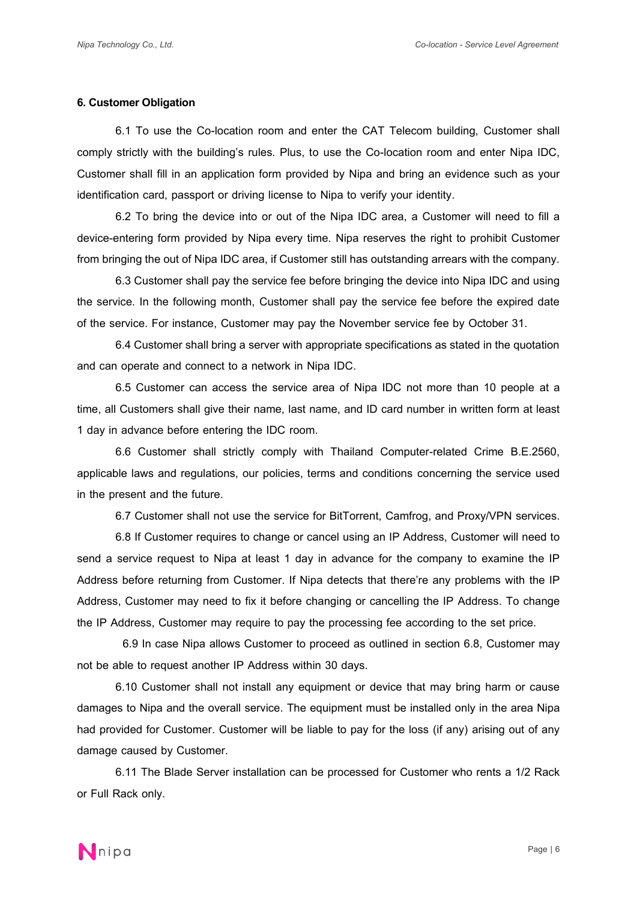**6. Customer Obligation**

6.1 To use the Co-location room and enter the CAT Telecom building, Customer shall comply strictly with the building's rules. Plus, to use the Co-location room and enter Nipa IDC, Customer shall fill in an application form provided by Nipa and bring an evidence such as your identification card, passport or driving license to Nipa to verify your identity.

6.2 To bring the device into or out of the Nipa IDC area, a Customer will need to fill a device-entering form provided by Nipa every time. Nipa reserves the right to prohibit Customer from bringing the out of Nipa IDC area, if Customer still has outstanding arrears with the company.

6.3 Customer shall pay the service fee before bringing the device into Nipa IDC and using the service. In the following month, Customer shall pay the service fee before the expired date of the service. For instance, Customer may pay the November service fee by October 31.

6.4 Customer shall bring a server with appropriate specifications as stated in the quotation and can operate and connect to a network in Nipa IDC.

6.5 Customer can access the service area of Nipa IDC not more than 10 people at a time, all Customers shall give their name, last name, and ID card number in written form at least 1 day in advance before entering the IDC room.

6.6 Customer shall strictly comply with Thailand Computer-related Crime B.E.2560, applicable laws and regulations, our policies, terms and conditions concerning the service used in the present and the future.

6.7 Customer shall not use the service for BitTorrent, Camfrog, and Proxy/VPN services.

6.8 If Customer requires to change or cancel using an IP Address, Customer will need to send a service request to Nipa at least 1 day in advance for the company to examine the IP Address before returning from Customer. If Nipa detects that there're any problems with the IP Address, Customer may need to fix it before changing or cancelling the IP Address. To change the IP Address, Customer may require to pay the processing fee according to the set price.

6.9 In case Nipa allows Customer to proceed as outlined in section 6.8, Customer may not be able to request another IP Address within 30 days.

6.10 Customer shall not install any equipment or device that may bring harm or cause damages to Nipa and the overall service. The equipment must be installed only in the area Nipa had provided for Customer. Customer will be liable to pay for the loss (if any) arising out of any damage caused by Customer.

6.11 The Blade Server installation can be processed for Customer who rents a 1/2 Rack or Full Rack only.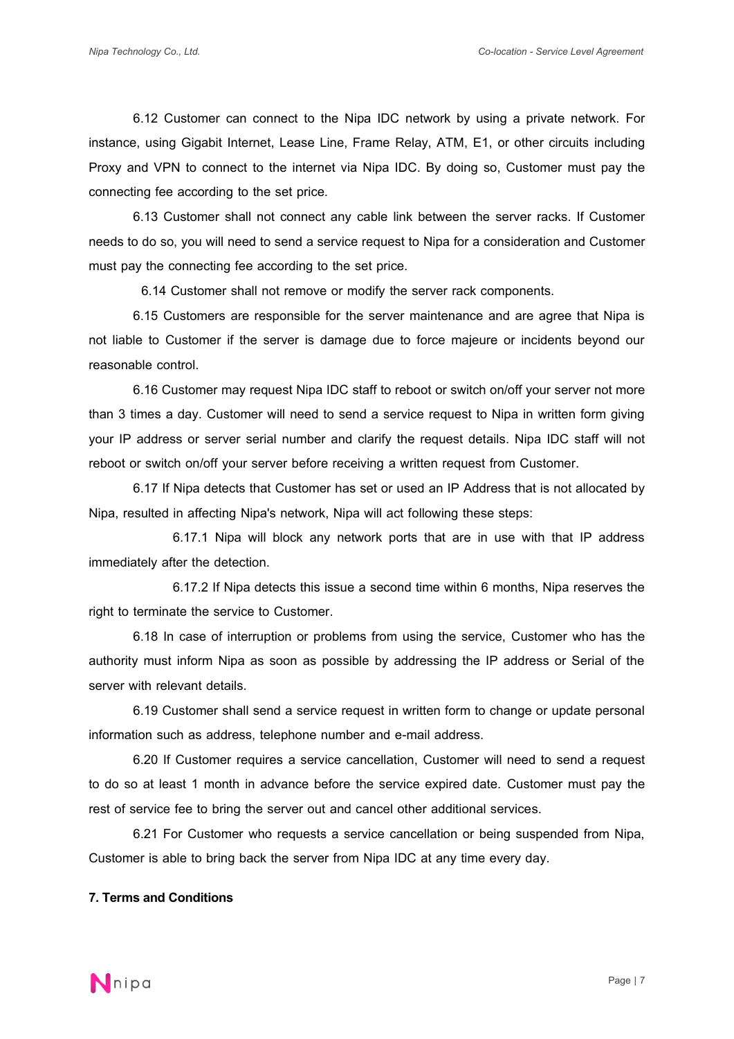6.12 Customer can connect to the Nipa IDC network by using a private network. For instance, using Gigabit Internet, Lease Line, Frame Relay, ATM, E1, or other circuits including Proxy and VPN to connect to the internet via Nipa IDC. By doing so, Customer must pay the connecting fee according to the set price.

6.13 Customer shall not connect any cable link between the server racks. If Customer needs to do so, you will need to send a service request to Nipa for a consideration and Customer must pay the connecting fee according to the set price.

6.14 Customer shall not remove or modify the server rack components.

6.15 Customers are responsible for the server maintenance and are agree that Nipa is not liable to Customer if the server is damage due to force majeure or incidents beyond our reasonable control.

6.16 Customer may request Nipa IDC staff to reboot or switch on/off your server not more than 3 times a day. Customer will need to send a service request to Nipa in written form giving your IP address or server serial number and clarify the request details. Nipa IDC staff will not reboot or switch on/off your server before receiving a written request from Customer.

6.17 If Nipa detects that Customer has set or used an IP Address that is not allocated by Nipa, resulted in affecting Nipa's network, Nipa will act following these steps:

6.17.1 Nipa will block any network ports that are in use with that IP address immediately after the detection.

6.17.2 If Nipa detects this issue a second time within 6 months, Nipa reserves the right to terminate the service to Customer.

6.18 In case of interruption or problems from using the service, Customer who has the authority must inform Nipa as soon as possible by addressing the IP address or Serial of the server with relevant details.

6.19 Customer shall send a service request in written form to change or update personal information such as address, telephone number and e-mail address.

6.20 If Customer requires a service cancellation, Customer will need to send a request to do so at least 1 month in advance before the service expired date. Customer must pay the rest of service fee to bring the server out and cancel other additional services.

6.21 For Customer who requests a service cancellation or being suspended from Nipa, Customer is able to bring back the server from Nipa IDC at any time every day.

**7. Terms and Conditions**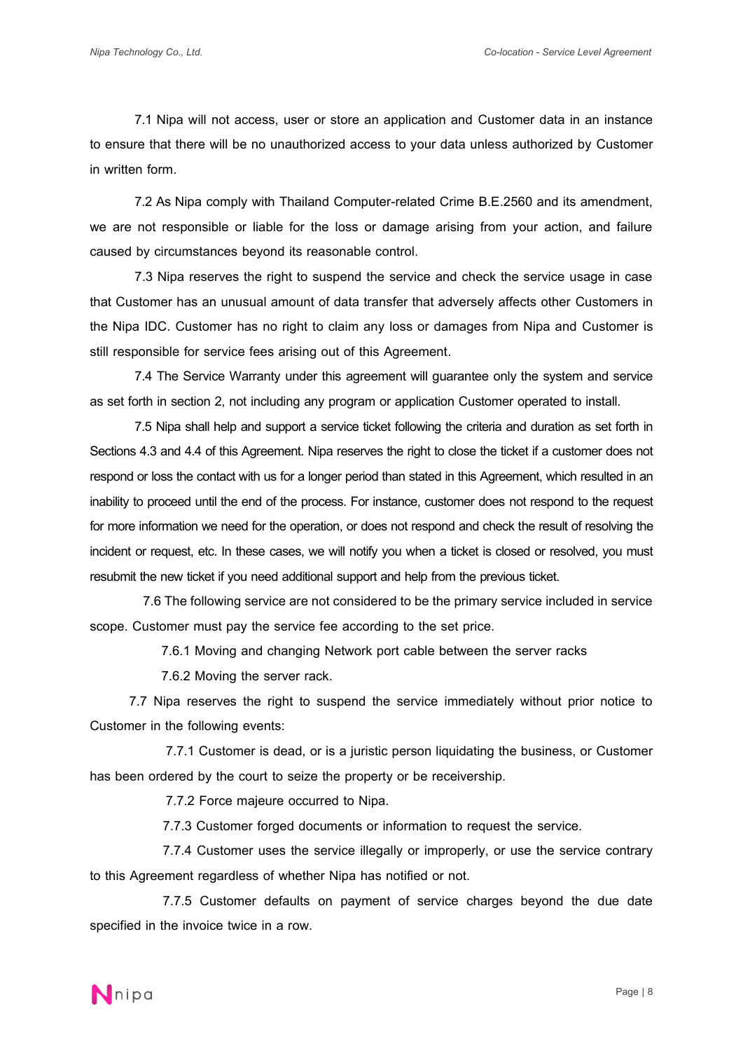7.1 Nipa will not access, user or store an application and Customer data in an instance to ensure that there will be no unauthorized access to your data unless authorized by Customer in written form.

7.2 As Nipa comply with Thailand Computer-related Crime B.E.2560 and its amendment, we are not responsible or liable for the loss or damage arising from your action, and failure caused by circumstances beyond its reasonable control.

7.3 Nipa reserves the right to suspend the service and check the service usage in case that Customer has an unusual amount of data transfer that adversely affects other Customers in the Nipa IDC. Customer has no right to claim any loss or damages from Nipa and Customer is still responsible for service fees arising out of this Agreement.

7.4 The Service Warranty under this agreement will guarantee only the system and service as set forth in section 2, not including any program or application Customer operated to install.

7.5 Nipa shall help and support a service ticket following the criteria and duration as set forth in Sections 4.3 and 4.4 of this Agreement. Nipa reserves the right to close the ticket if a customer does not respond or loss the contact with us for a longer period than stated in this Agreement, which resulted in an inability to proceed until the end of the process. For instance, customer does not respond to the request for more information we need for the operation, or does not respond and check the result of resolving the incident or request, etc. In these cases, we will notify you when a ticket is closed or resolved, you must resubmit the new ticket if you need additional support and help from the previous ticket.

7.6 The following service are not considered to be the primary service included in service scope. Customer must pay the service fee according to the set price.

7.6.1 Moving and changing Network port cable between the server racks

7.6.2 Moving the server rack.

7.7 Nipa reserves the right to suspend the service immediately without prior notice to Customer in the following events:

7.7.1 Customer is dead, or is a juristic person liquidating the business, or Customer has been ordered by the court to seize the property or be receivership.

7.7.2 Force majeure occurred to Nipa.

7.7.3 Customer forged documents or information to request the service.

7.7.4 Customer uses the service illegally or improperly, or use the service contrary to this Agreement regardless of whether Nipa has notified or not.

7.7.5 Customer defaults on payment of service charges beyond the due date specified in the invoice twice in a row.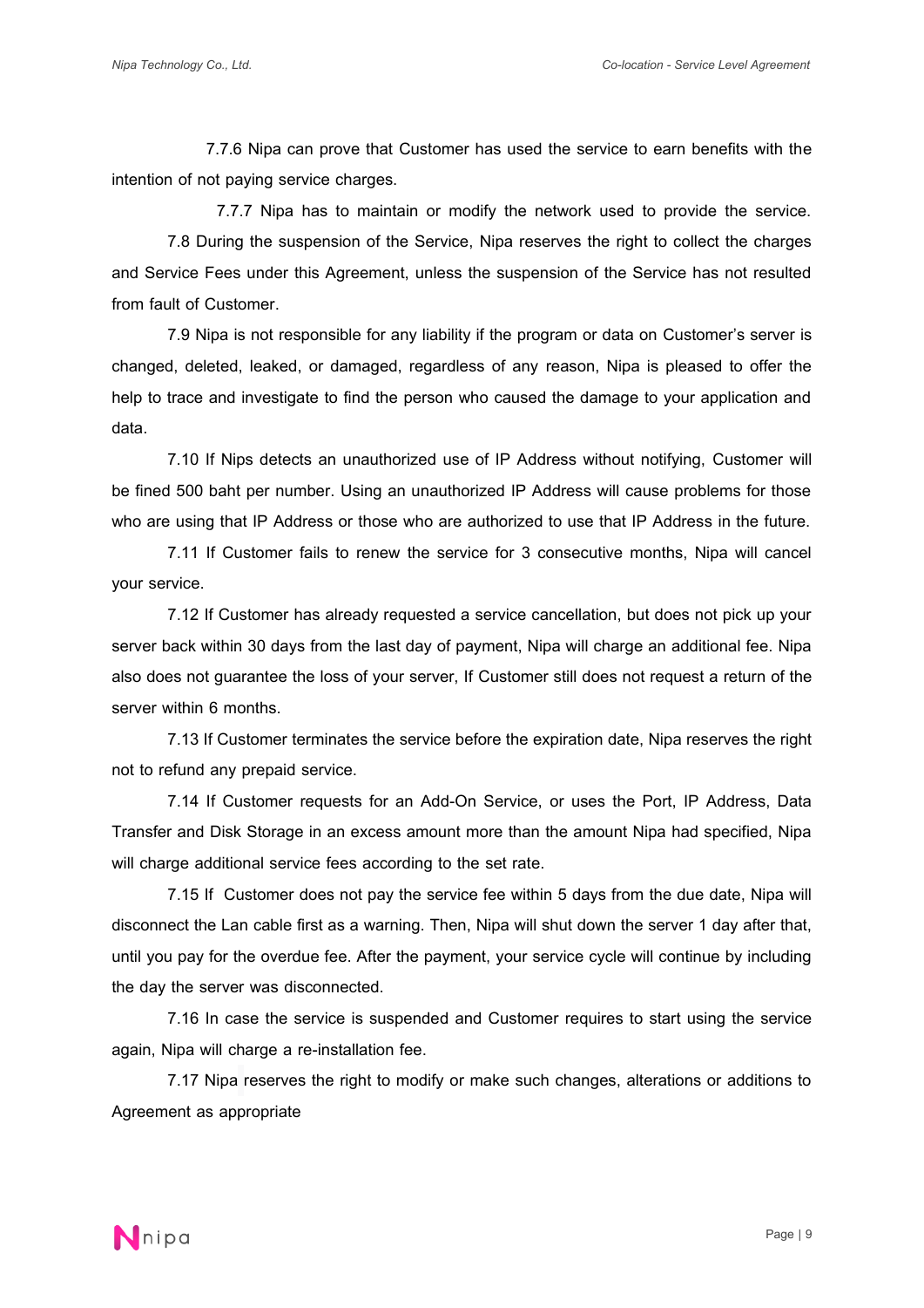7.7.6 Nipa can prove that Customer has used the service to earn benefits with the intention of not paying service charges.

7.7.7 Nipa has to maintain or modify the network used to provide the service.

7.8 During the suspension of the Service, Nipa reserves the right to collect the charges and Service Fees under this Agreement, unless the suspension of the Service has not resulted from fault of Customer.

7.9 Nipa is not responsible for any liability if the program or data on Customer's server is changed, deleted, leaked, or damaged, regardless of any reason, Nipa is pleased to offer the help to trace and investigate to find the person who caused the damage to your application and data.

7.10 If Nips detects an unauthorized use of IP Address without notifying, Customer will be fined 500 baht per number. Using an unauthorized IP Address will cause problems for those who are using that IP Address or those who are authorized to use that IP Address in the future.

7.11 If Customer fails to renew the service for 3 consecutive months, Nipa will cancel your service.

7.12 If Customer has already requested a service cancellation, but does not pick up your server back within 30 days from the last day of payment, Nipa will charge an additional fee. Nipa also does not guarantee the loss of your server, If Customer still does not request a return of the server within 6 months.

7.13 If Customer terminates the service before the expiration date, Nipa reserves the right not to refund any prepaid service.

7.14 If Customer requests for an Add-On Service, or uses the Port, IP Address, Data Transfer and Disk Storage in an excess amount more than the amount Nipa had specified, Nipa will charge additional service fees according to the set rate.

7.15 If Customer does not pay the service fee within 5 days from the due date, Nipa will disconnect the Lan cable first as a warning. Then, Nipa will shut down the server 1 day after that, until you pay for the overdue fee. After the payment, your service cycle will continue by including the day the server was disconnected.

7.16 In case the service is suspended and Customer requires to start using the service again, Nipa will charge a re-installation fee.

7.17 Nipa reserves the right to modify or make such changes, alterations or additions to Agreement as appropriate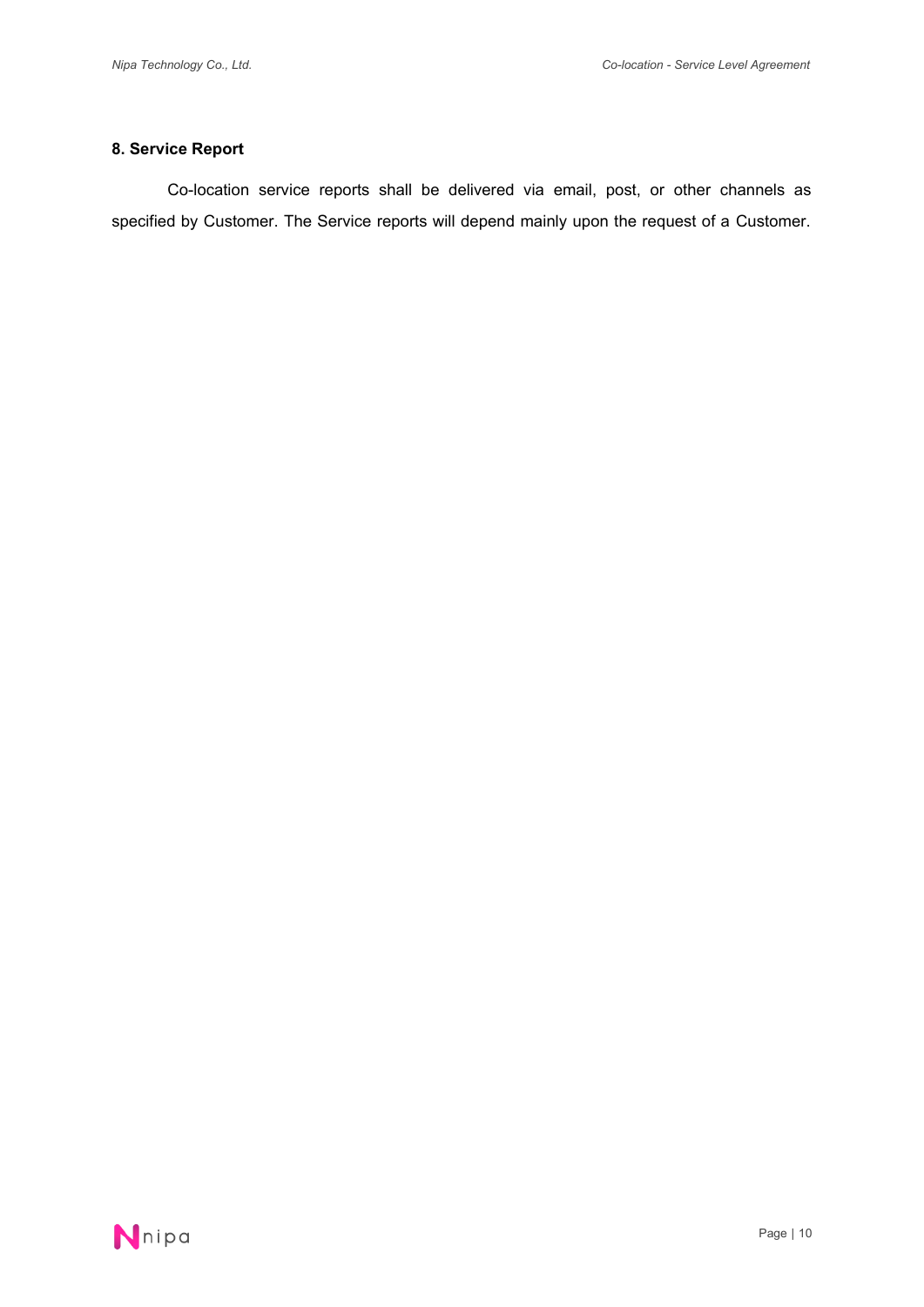## 8. Service Report

Co-location service reports shall be delivered via email, post, or other channels as specified by Customer. The Service reports will depend mainly upon the request of a Customer.